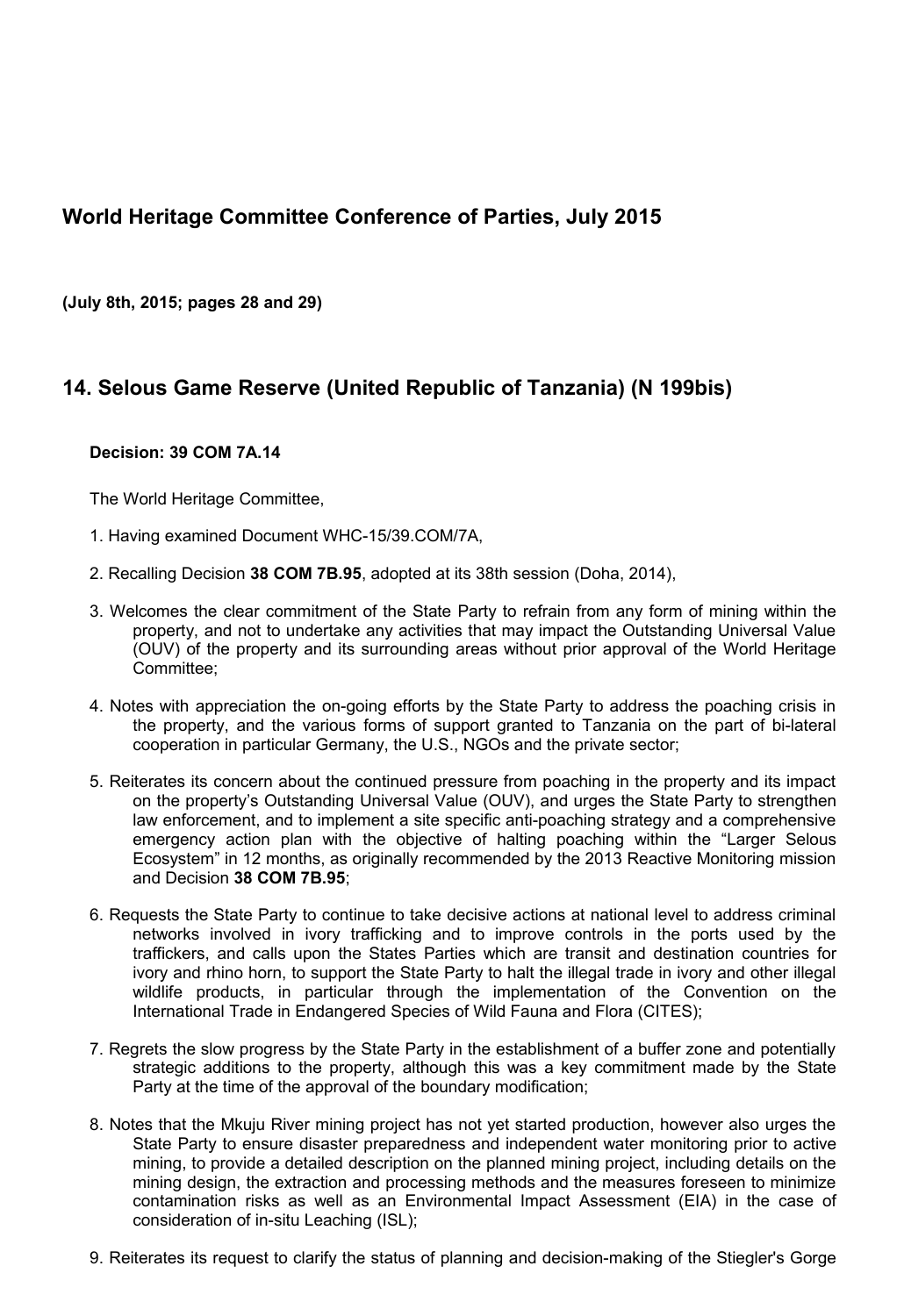# World Heritage Committee Conference of Parties, July 2015

**(July 8th, 2015; pages 28 and 29)**

## 14. Selous Game Reserve (United Republic of Tanzania) (N 199bis)

**Decision: 39 COM 7A.14**

The World Heritage Committee,

1. Having examined Document WHC-15/39.COM/7A,

2. Recalling Decision **38 COM 7B.95**, adopted at its 38th session (Doha, 2014),

3. Welcomes the clear commitment of the State Party to refrain from any form of mining within the property, and not to undertake any activities that may impact the Outstanding Universal Value (OUV) of the property and its surrounding areas without prior approval of the World Heritage Committee;

4. Notes with appreciation the on-going efforts by the State Party to address the poaching crisis in the property, and the various forms of support granted to Tanzania on the part of bi-lateral cooperation in particular Germany, the U.S., NGOs and the private sector;

5. Reiterates its concern about the continued pressure from poaching in the property and its impact on the property's Outstanding Universal Value (OUV), and urges the State Party to strengthen law enforcement, and to implement a site specific anti-poaching strategy and a comprehensive emergency action plan with the objective of halting poaching within the "Larger Selous Ecosystem" in 12 months, as originally recommended by the 2013 Reactive Monitoring mission and Decision **38 COM 7B.95**;

6. Requests the State Party to continue to take decisive actions at national level to address criminal networks involved in ivory trafficking and to improve controls in the ports used by the traffickers, and calls upon the States Parties which are transit and destination countries for ivory and rhino horn, to support the State Party to halt the illegal trade in ivory and other illegal wildlife products, in particular through the implementation of the Convention on the International Trade in Endangered Species of Wild Fauna and Flora (CITES);

7. Regrets the slow progress by the State Party in the establishment of a buffer zone and potentially strategic additions to the property, although this was a key commitment made by the State Party at the time of the approval of the boundary modification;

8. Notes that the Mkuju River mining project has not yet started production, however also urges the State Party to ensure disaster preparedness and independent water monitoring prior to active mining, to provide a detailed description on the planned mining project, including details on the mining design, the extraction and processing methods and the measures foreseen to minimize contamination risks as well as an Environmental Impact Assessment (EIA) in the case of consideration of in-situ Leaching (ISL);

9. Reiterates its request to clarify the status of planning and decision-making of the Stiegler's Gorge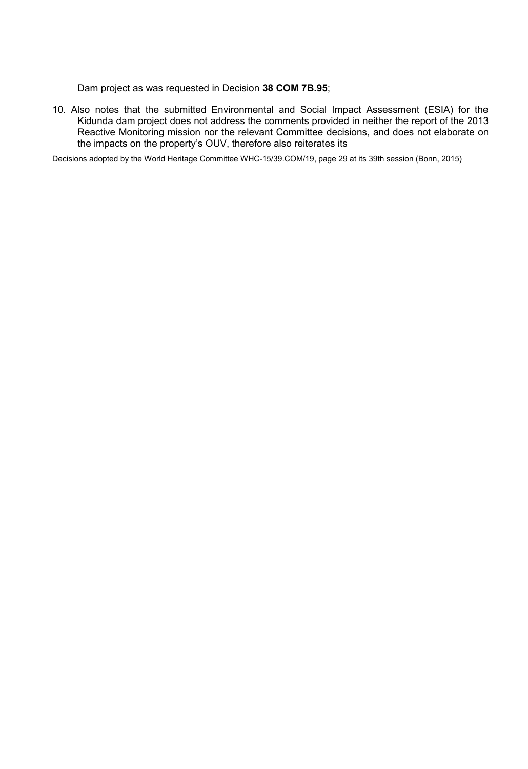Dam project as was requested in Decision **38 COM 7B.95**;

10. Also notes that the submitted Environmental and Social Impact Assessment (ESIA) for the Kidunda dam project does not address the comments provided in neither the report of the 2013 Reactive Monitoring mission nor the relevant Committee decisions, and does not elaborate on the impacts on the property's OUV, therefore also reiterates its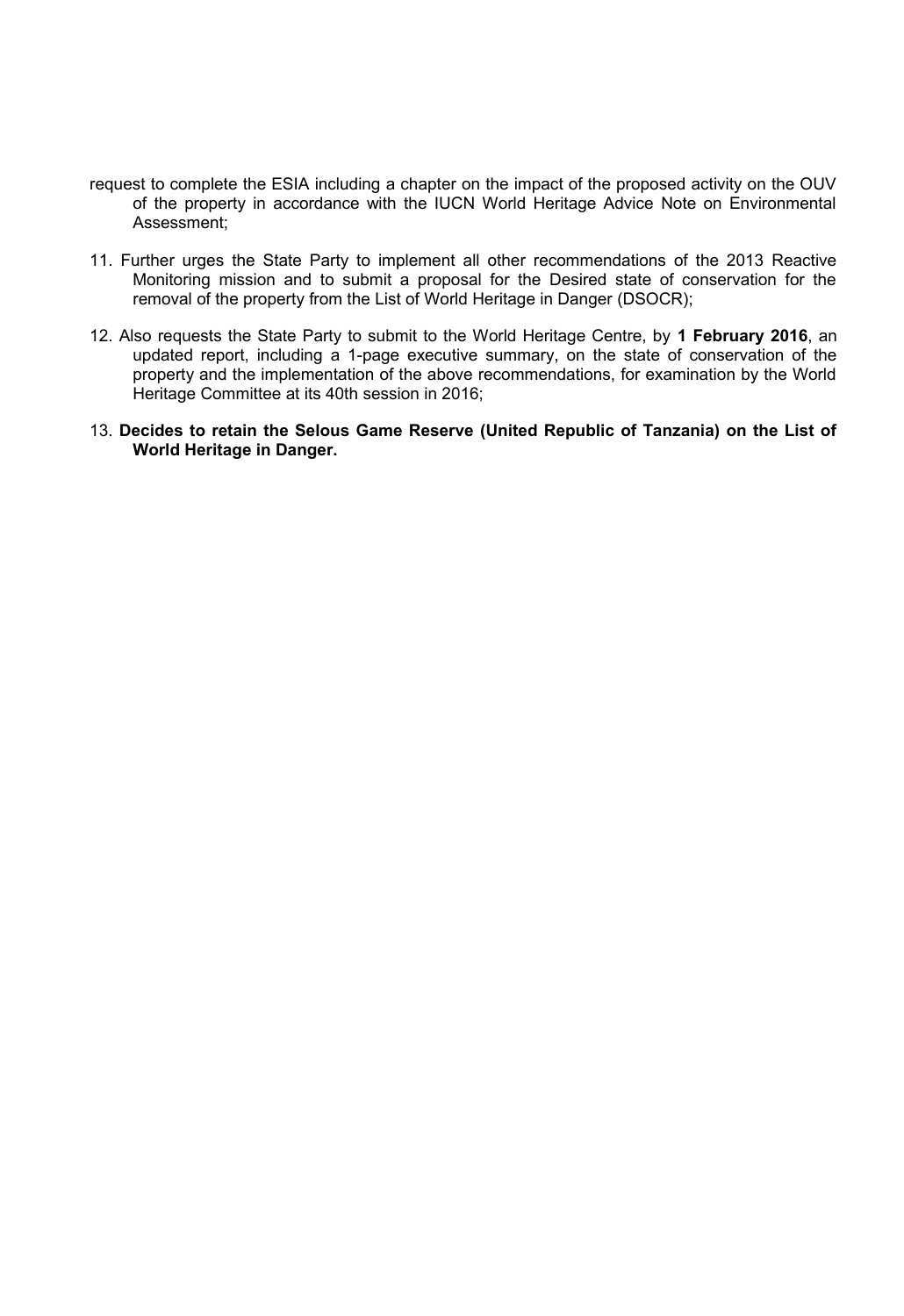request to complete the ESIA including a chapter on the impact of the proposed activity on the OUV of the property in accordance with the IUCN World Heritage Advice Note on Environmental Assessment;

11. Further urges the State Party to implement all other recommendations of the 2013 Reactive Monitoring mission and to submit a proposal for the Desired state of conservation for the removal of the property from the List of World Heritage in Danger (DSOCR);

12. Also requests the State Party to submit to the World Heritage Centre, by **1 February 2016**, an updated report, including a 1-page executive summary, on the state of conservation of the property and the implementation of the above recommendations, for examination by the World Heritage Committee at its 40th session in 2016;

13. **Decides to retain the Selous Game Reserve (United Republic of Tanzania) on the List of World Heritage in Danger.**